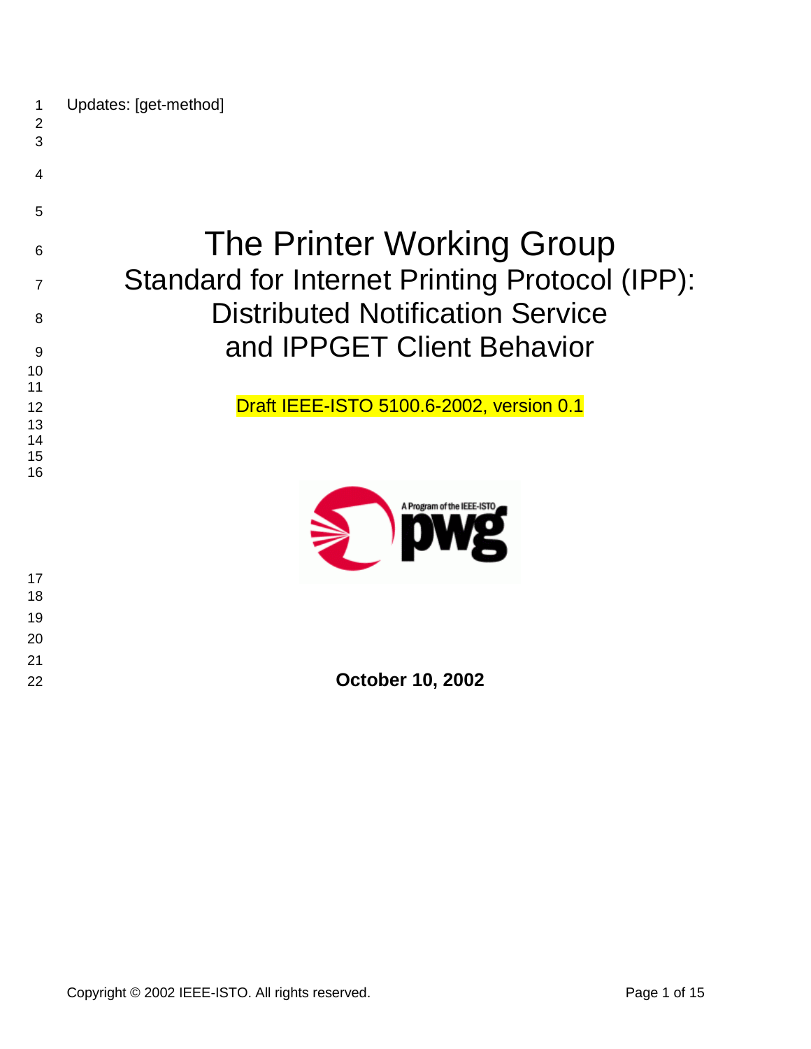Updates: [get-method]

# The Printer Working Group
## Standard for Internet Printing Protocol (IPP): Distributed Notification Service and IPPGET Client Behavior

Draft IEEE-ISTO 5100.6-2002, version 0.1

**October 10, 2002**

Copyright © 2002 IEEE-ISTO. All rights reserved.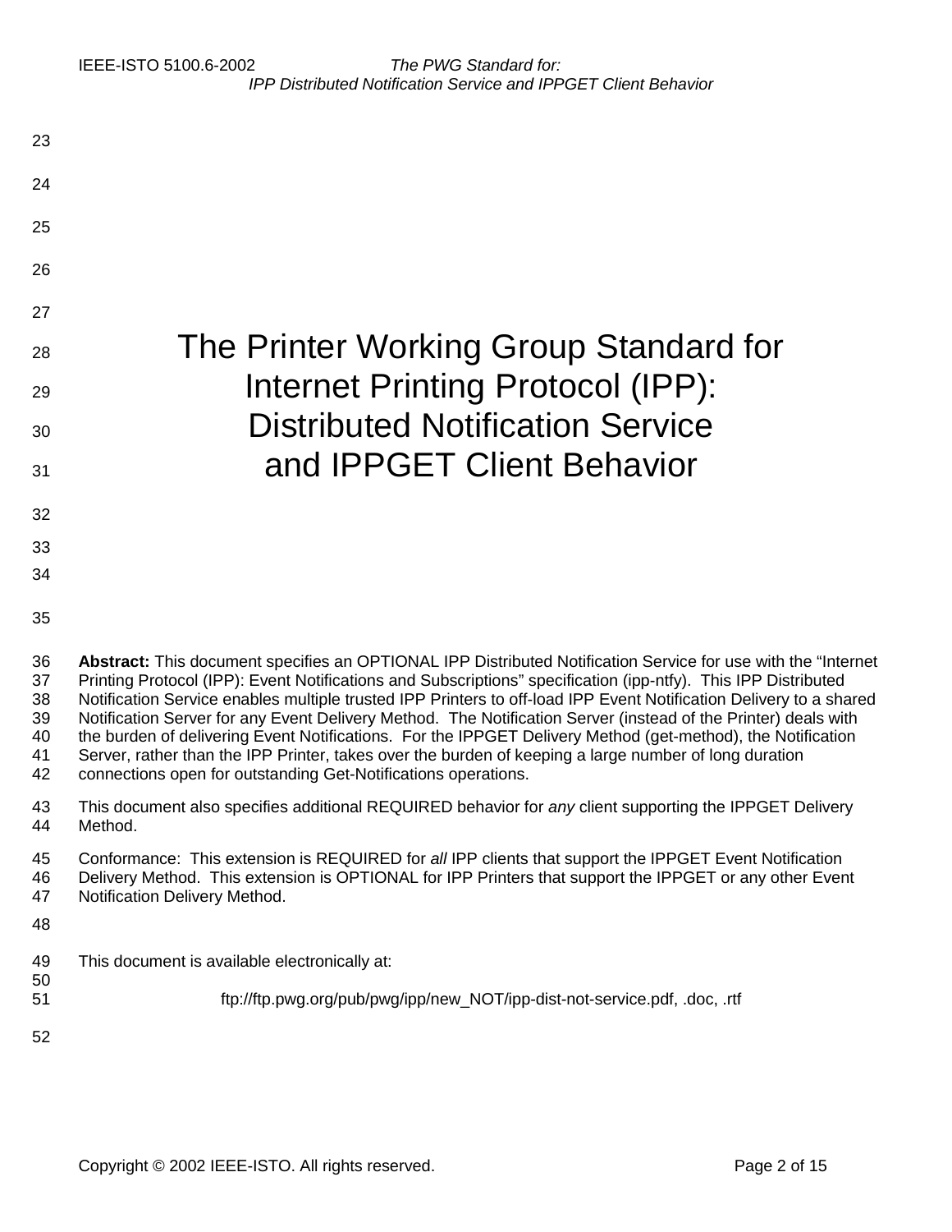# The Printer Working Group Standard for Internet Printing Protocol (IPP): Distributed Notification Service and IPPGET Client Behavior

**Abstract:** This document specifies an OPTIONAL IPP Distributed Notification Service for use with the "Internet Printing Protocol (IPP): Event Notifications and Subscriptions" specification (ipp-ntfy). This IPP Distributed Notification Service enables multiple trusted IPP Printers to off-load IPP Event Notification Delivery to a shared Notification Server for any Event Delivery Method. The Notification Server (instead of the Printer) deals with the burden of delivering Event Notifications. For the IPPGET Delivery Method (get-method), the Notification Server, rather than the IPP Printer, takes over the burden of keeping a large number of long duration connections open for outstanding Get-Notifications operations.

This document also specifies additional REQUIRED behavior for *any* client supporting the IPPGET Delivery Method.

Conformance: This extension is REQUIRED for *all* IPP clients that support the IPPGET Event Notification Delivery Method. This extension is OPTIONAL for IPP Printers that support the IPPGET or any other Event Notification Delivery Method.

This document is available electronically at:

ftp://ftp.pwg.org/pub/pwg/ipp/new_NOT/ipp-dist-not-service.pdf, .doc, .rtf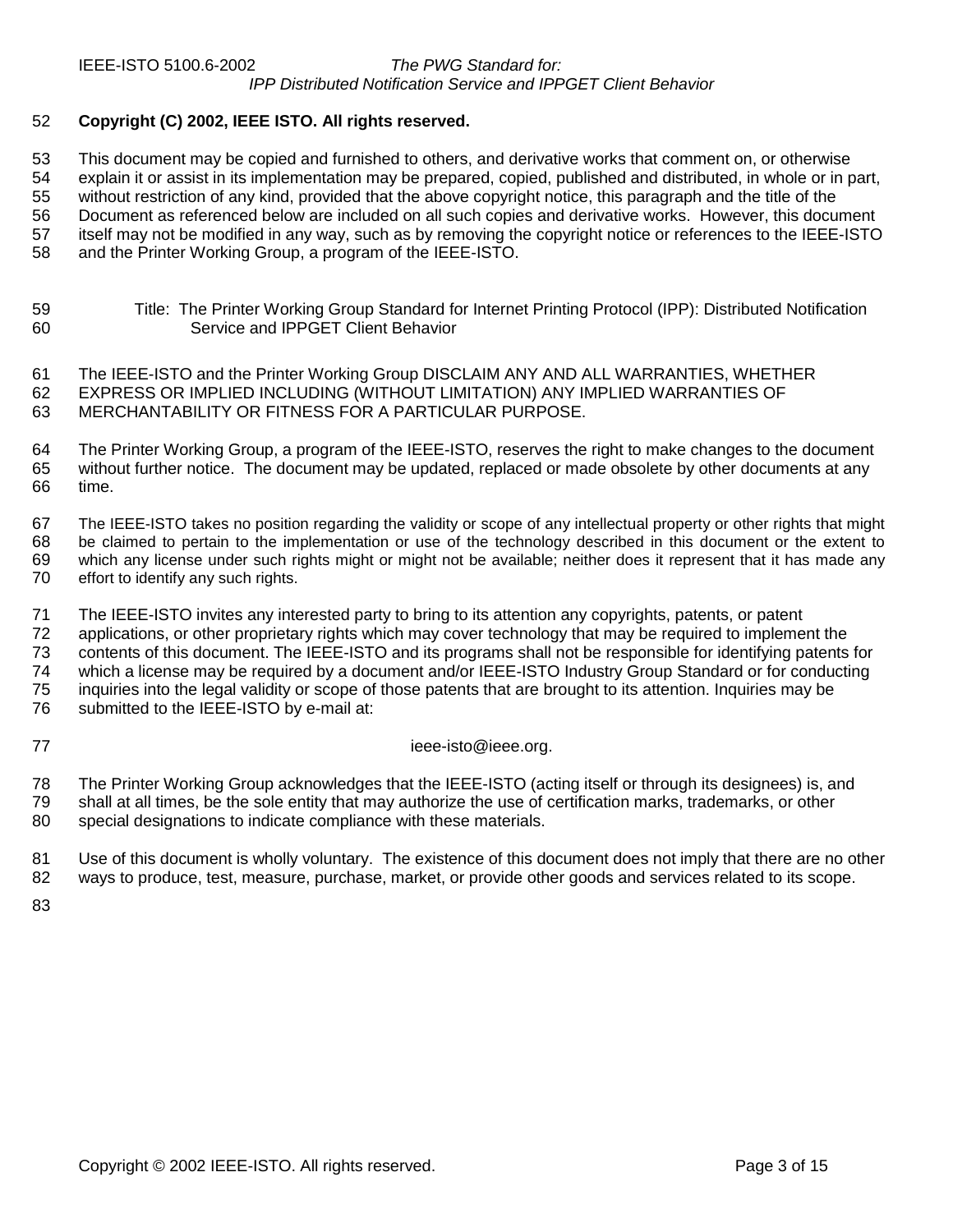**Copyright (C) 2002, IEEE ISTO. All rights reserved.**

This document may be copied and furnished to others, and derivative works that comment on, or otherwise explain it or assist in its implementation may be prepared, copied, published and distributed, in whole or in part, without restriction of any kind, provided that the above copyright notice, this paragraph and the title of the Document as referenced below are included on all such copies and derivative works. However, this document itself may not be modified in any way, such as by removing the copyright notice or references to the IEEE-ISTO and the Printer Working Group, a program of the IEEE-ISTO.

Title: The Printer Working Group Standard for Internet Printing Protocol (IPP): Distributed Notification Service and IPPGET Client Behavior

The IEEE-ISTO and the Printer Working Group DISCLAIM ANY AND ALL WARRANTIES, WHETHER EXPRESS OR IMPLIED INCLUDING (WITHOUT LIMITATION) ANY IMPLIED WARRANTIES OF MERCHANTABILITY OR FITNESS FOR A PARTICULAR PURPOSE.

The Printer Working Group, a program of the IEEE-ISTO, reserves the right to make changes to the document without further notice. The document may be updated, replaced or made obsolete by other documents at any time.

The IEEE-ISTO takes no position regarding the validity or scope of any intellectual property or other rights that might be claimed to pertain to the implementation or use of the technology described in this document or the extent to which any license under such rights might or might not be available; neither does it represent that it has made any effort to identify any such rights.

The IEEE-ISTO invites any interested party to bring to its attention any copyrights, patents, or patent applications, or other proprietary rights which may cover technology that may be required to implement the contents of this document. The IEEE-ISTO and its programs shall not be responsible for identifying patents for which a license may be required by a document and/or IEEE-ISTO Industry Group Standard or for conducting inquiries into the legal validity or scope of those patents that are brought to its attention. Inquiries may be submitted to the IEEE-ISTO by e-mail at:

ieee-isto@ieee.org.

The Printer Working Group acknowledges that the IEEE-ISTO (acting itself or through its designees) is, and shall at all times, be the sole entity that may authorize the use of certification marks, trademarks, or other special designations to indicate compliance with these materials.

Use of this document is wholly voluntary. The existence of this document does not imply that there are no other ways to produce, test, measure, purchase, market, or provide other goods and services related to its scope.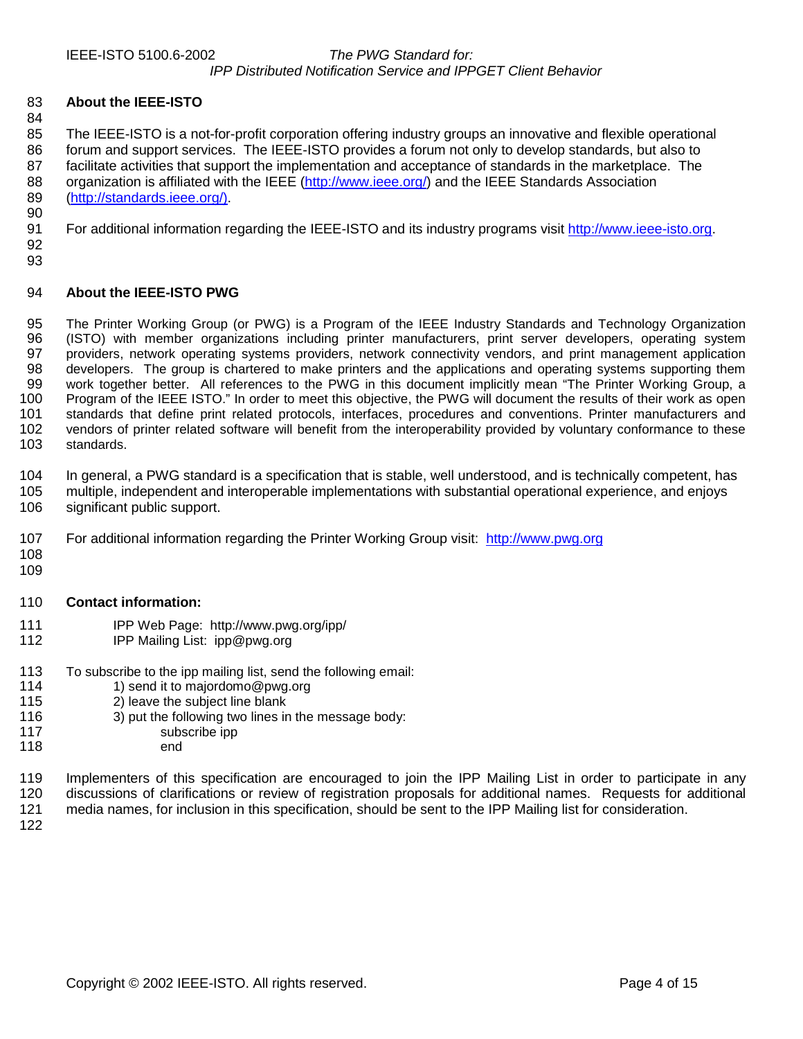## About the IEEE-ISTO

The IEEE-ISTO is a not-for-profit corporation offering industry groups an innovative and flexible operational forum and support services. The IEEE-ISTO provides a forum not only to develop standards, but also to facilitate activities that support the implementation and acceptance of standards in the marketplace. The organization is affiliated with the IEEE (http://www.ieee.org/) and the IEEE Standards Association (http://standards.ieee.org/).

For additional information regarding the IEEE-ISTO and its industry programs visit http://www.ieee-isto.org.

## About the IEEE-ISTO PWG

The Printer Working Group (or PWG) is a Program of the IEEE Industry Standards and Technology Organization (ISTO) with member organizations including printer manufacturers, print server developers, operating system providers, network operating systems providers, network connectivity vendors, and print management application developers. The group is chartered to make printers and the applications and operating systems supporting them work together better. All references to the PWG in this document implicitly mean "The Printer Working Group, a Program of the IEEE ISTO." In order to meet this objective, the PWG will document the results of their work as open standards that define print related protocols, interfaces, procedures and conventions. Printer manufacturers and vendors of printer related software will benefit from the interoperability provided by voluntary conformance to these standards.

In general, a PWG standard is a specification that is stable, well understood, and is technically competent, has multiple, independent and interoperable implementations with substantial operational experience, and enjoys significant public support.

For additional information regarding the Printer Working Group visit: http://www.pwg.org

## Contact information:

IPP Web Page: http://www.pwg.org/ipp/
IPP Mailing List: ipp@pwg.org

To subscribe to the ipp mailing list, send the following email:

1) send it to majordomo@pwg.org
2) leave the subject line blank
3) put the following two lines in the message body:

```
subscribe ipp
end
```

Implementers of this specification are encouraged to join the IPP Mailing List in order to participate in any discussions of clarifications or review of registration proposals for additional names. Requests for additional media names, for inclusion in this specification, should be sent to the IPP Mailing list for consideration.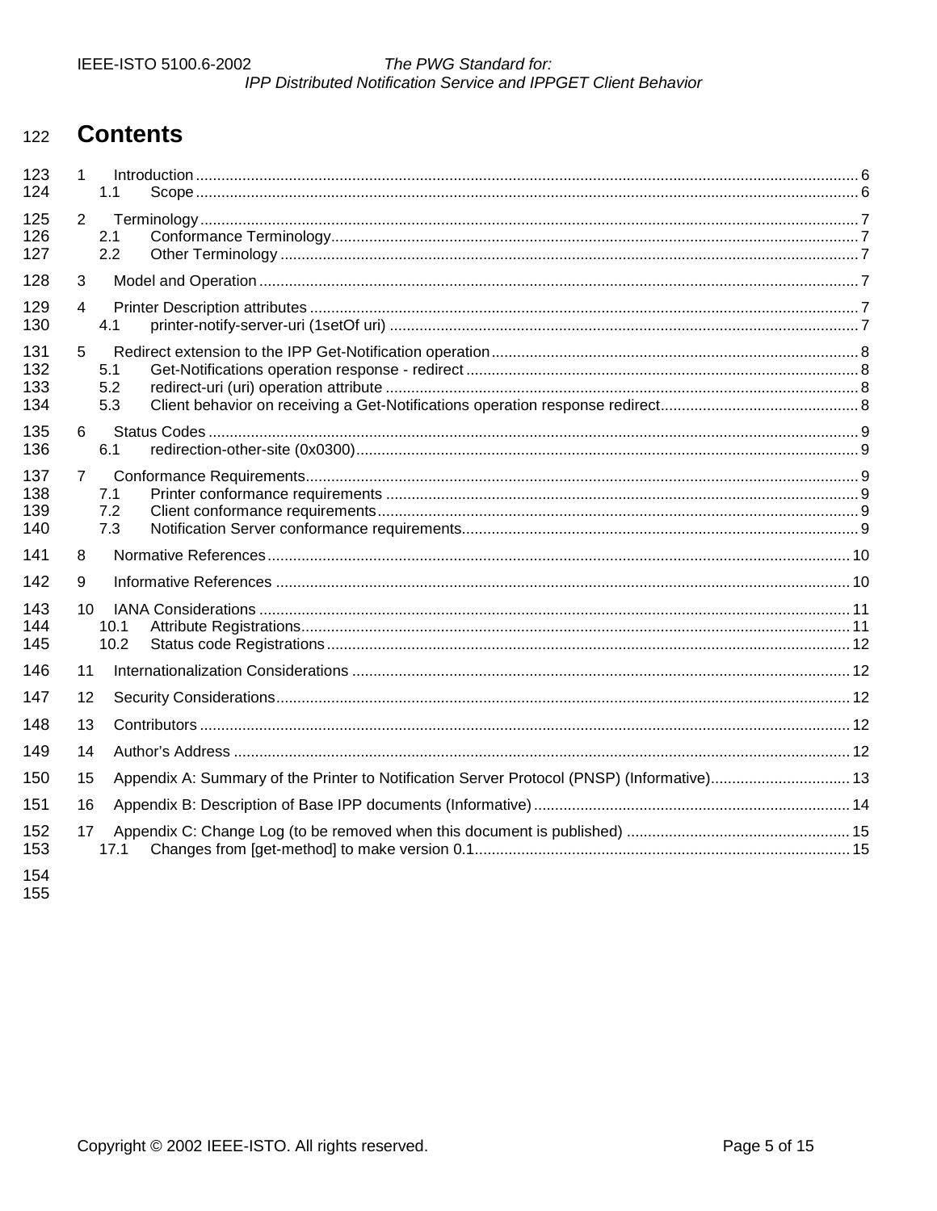# Contents

1 Introduction ... 6
  1.1 Scope ... 6

2 Terminology ... 7
  2.1 Conformance Terminology ... 7
  2.2 Other Terminology ... 7

3 Model and Operation ... 7

4 Printer Description attributes ... 7
  4.1 printer-notify-server-uri (1setOf uri) ... 7

5 Redirect extension to the IPP Get-Notification operation ... 8
  5.1 Get-Notifications operation response - redirect ... 8
  5.2 redirect-uri (uri) operation attribute ... 8
  5.3 Client behavior on receiving a Get-Notifications operation response redirect ... 8

6 Status Codes ... 9
  6.1 redirection-other-site (0x0300) ... 9

7 Conformance Requirements ... 9
  7.1 Printer conformance requirements ... 9
  7.2 Client conformance requirements ... 9
  7.3 Notification Server conformance requirements ... 9

8 Normative References ... 10

9 Informative References ... 10

10 IANA Considerations ... 11
  10.1 Attribute Registrations ... 11
  10.2 Status code Registrations ... 12

11 Internationalization Considerations ... 12

12 Security Considerations ... 12

13 Contributors ... 12

14 Author's Address ... 12

15 Appendix A: Summary of the Printer to Notification Server Protocol (PNSP) (Informative) ... 13

16 Appendix B: Description of Base IPP documents (Informative) ... 14

17 Appendix C: Change Log (to be removed when this document is published) ... 15
  17.1 Changes from [get-method] to make version 0.1 ... 15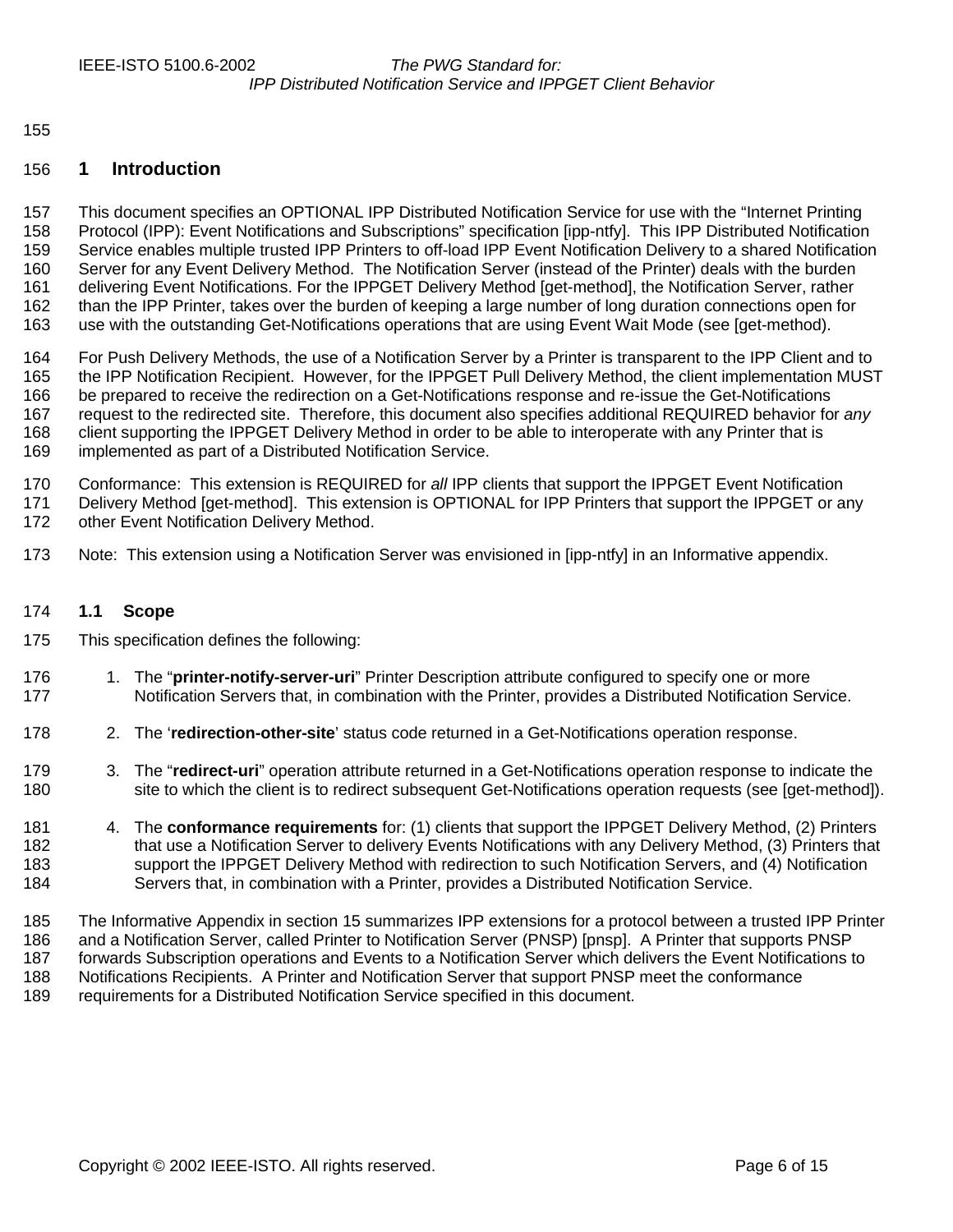# 1 Introduction

This document specifies an OPTIONAL IPP Distributed Notification Service for use with the "Internet Printing Protocol (IPP): Event Notifications and Subscriptions" specification [ipp-ntfy]. This IPP Distributed Notification Service enables multiple trusted IPP Printers to off-load IPP Event Notification Delivery to a shared Notification Server for any Event Delivery Method. The Notification Server (instead of the Printer) deals with the burden delivering Event Notifications. For the IPPGET Delivery Method [get-method], the Notification Server, rather than the IPP Printer, takes over the burden of keeping a large number of long duration connections open for use with the outstanding Get-Notifications operations that are using Event Wait Mode (see [get-method).

For Push Delivery Methods, the use of a Notification Server by a Printer is transparent to the IPP Client and to the IPP Notification Recipient. However, for the IPPGET Pull Delivery Method, the client implementation MUST be prepared to receive the redirection on a Get-Notifications response and re-issue the Get-Notifications request to the redirected site. Therefore, this document also specifies additional REQUIRED behavior for *any* client supporting the IPPGET Delivery Method in order to be able to interoperate with any Printer that is implemented as part of a Distributed Notification Service.

Conformance: This extension is REQUIRED for *all* IPP clients that support the IPPGET Event Notification Delivery Method [get-method]. This extension is OPTIONAL for IPP Printers that support the IPPGET or any other Event Notification Delivery Method.

Note: This extension using a Notification Server was envisioned in [ipp-ntfy] in an Informative appendix.

## 1.1 Scope

This specification defines the following:

1. The "**printer-notify-server-uri**" Printer Description attribute configured to specify one or more Notification Servers that, in combination with the Printer, provides a Distributed Notification Service.
2. The '**redirection-other-site**' status code returned in a Get-Notifications operation response.
3. The "**redirect-uri**" operation attribute returned in a Get-Notifications operation response to indicate the site to which the client is to redirect subsequent Get-Notifications operation requests (see [get-method]).
4. The **conformance requirements** for: (1) clients that support the IPPGET Delivery Method, (2) Printers that use a Notification Server to delivery Events Notifications with any Delivery Method, (3) Printers that support the IPPGET Delivery Method with redirection to such Notification Servers, and (4) Notification Servers that, in combination with a Printer, provides a Distributed Notification Service.

The Informative Appendix in section 15 summarizes IPP extensions for a protocol between a trusted IPP Printer and a Notification Server, called Printer to Notification Server (PNSP) [pnsp]. A Printer that supports PNSP forwards Subscription operations and Events to a Notification Server which delivers the Event Notifications to Notifications Recipients. A Printer and Notification Server that support PNSP meet the conformance requirements for a Distributed Notification Service specified in this document.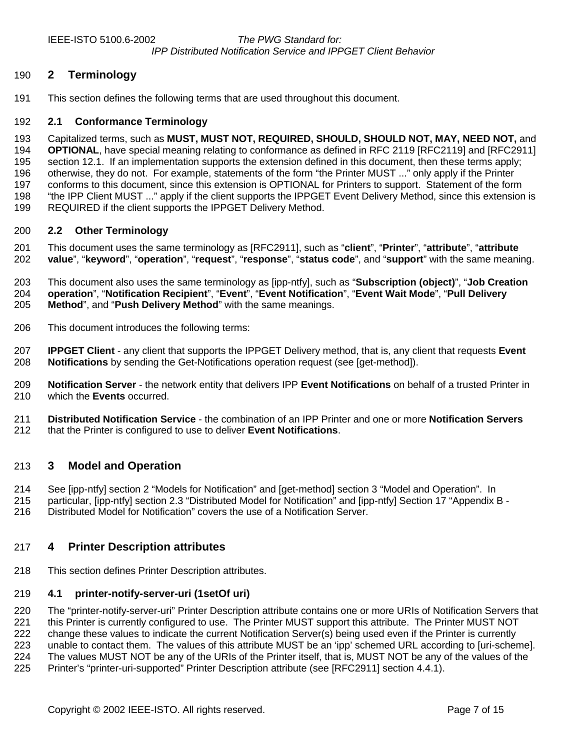# 2 Terminology

This section defines the following terms that are used throughout this document.

## 2.1 Conformance Terminology

Capitalized terms, such as **MUST, MUST NOT, REQUIRED, SHOULD, SHOULD NOT, MAY, NEED NOT,** and **OPTIONAL**, have special meaning relating to conformance as defined in RFC 2119 [RFC2119] and [RFC2911] section 12.1. If an implementation supports the extension defined in this document, then these terms apply; otherwise, they do not. For example, statements of the form "the Printer MUST ..." only apply if the Printer conforms to this document, since this extension is OPTIONAL for Printers to support. Statement of the form "the IPP Client MUST ..." apply if the client supports the IPPGET Event Delivery Method, since this extension is REQUIRED if the client supports the IPPGET Delivery Method.

## 2.2 Other Terminology

This document uses the same terminology as [RFC2911], such as "**client**", "**Printer**", "**attribute**", "**attribute value**", "**keyword**", "**operation**", "**request**", "**response**", "**status code**", and "**support**" with the same meaning.

This document also uses the same terminology as [ipp-ntfy], such as "**Subscription (object)**", "**Job Creation operation**", "**Notification Recipient**", "**Event**", "**Event Notification**", "**Event Wait Mode**", "**Pull Delivery Method**", and "**Push Delivery Method**" with the same meanings.

This document introduces the following terms:

**IPPGET Client** - any client that supports the IPPGET Delivery method, that is, any client that requests **Event Notifications** by sending the Get-Notifications operation request (see [get-method]).

**Notification Server** - the network entity that delivers IPP **Event Notifications** on behalf of a trusted Printer in which the **Events** occurred.

**Distributed Notification Service** - the combination of an IPP Printer and one or more **Notification Servers** that the Printer is configured to use to deliver **Event Notifications**.

# 3 Model and Operation

See [ipp-ntfy] section 2 "Models for Notification" and [get-method] section 3 "Model and Operation". In particular, [ipp-ntfy] section 2.3 "Distributed Model for Notification" and [ipp-ntfy] Section 17 "Appendix B - Distributed Model for Notification" covers the use of a Notification Server.

# 4 Printer Description attributes

This section defines Printer Description attributes.

## 4.1 printer-notify-server-uri (1setOf uri)

The "printer-notify-server-uri" Printer Description attribute contains one or more URIs of Notification Servers that this Printer is currently configured to use. The Printer MUST support this attribute. The Printer MUST NOT change these values to indicate the current Notification Server(s) being used even if the Printer is currently unable to contact them. The values of this attribute MUST be an 'ipp' schemed URL according to [uri-scheme]. The values MUST NOT be any of the URIs of the Printer itself, that is, MUST NOT be any of the values of the Printer's "printer-uri-supported" Printer Description attribute (see [RFC2911] section 4.4.1).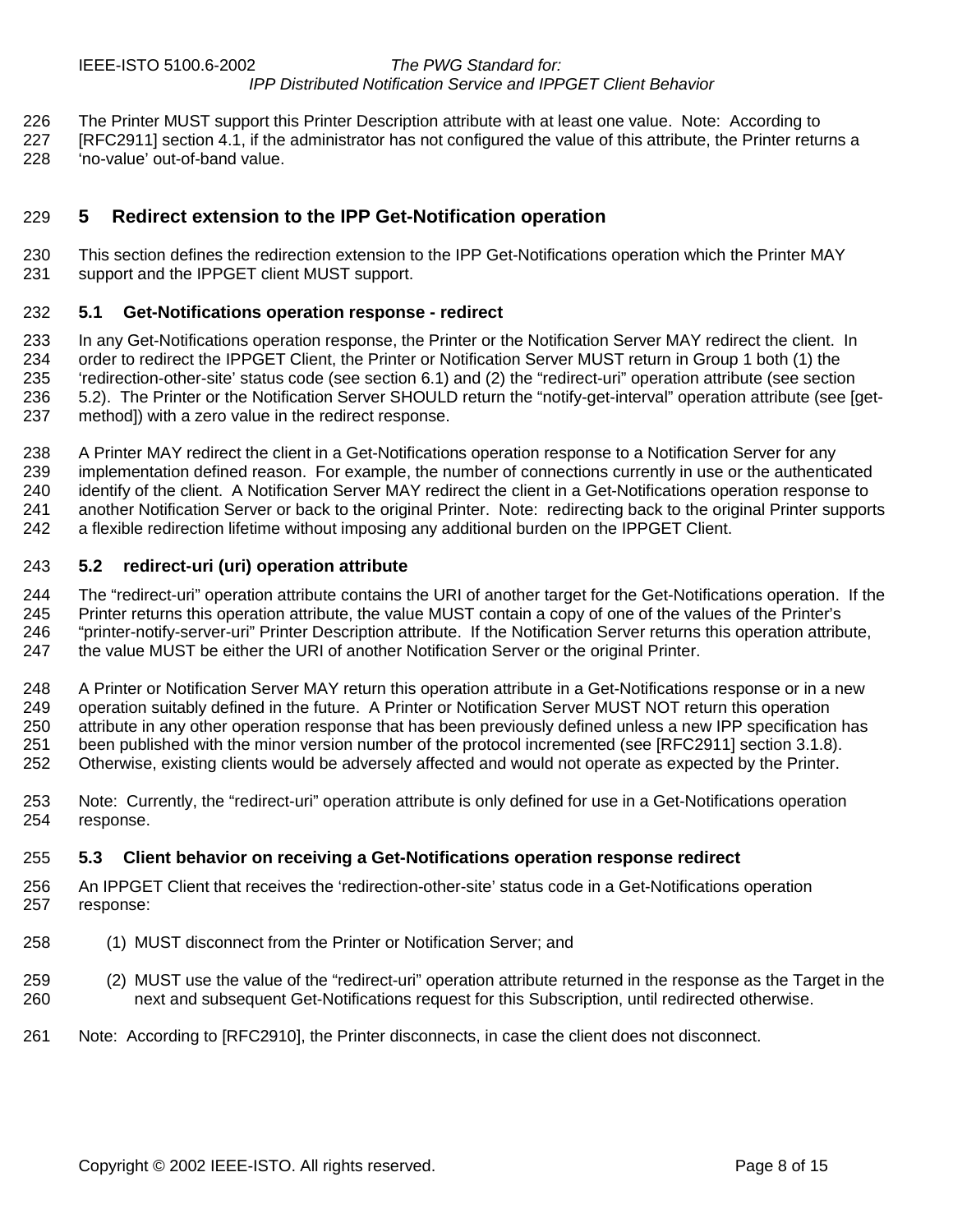The Printer MUST support this Printer Description attribute with at least one value. Note: According to [RFC2911] section 4.1, if the administrator has not configured the value of this attribute, the Printer returns a 'no-value' out-of-band value.

# 5 Redirect extension to the IPP Get-Notification operation

This section defines the redirection extension to the IPP Get-Notifications operation which the Printer MAY support and the IPPGET client MUST support.

## 5.1 Get-Notifications operation response - redirect

In any Get-Notifications operation response, the Printer or the Notification Server MAY redirect the client. In order to redirect the IPPGET Client, the Printer or Notification Server MUST return in Group 1 both (1) the 'redirection-other-site' status code (see section 6.1) and (2) the "redirect-uri" operation attribute (see section 5.2). The Printer or the Notification Server SHOULD return the "notify-get-interval" operation attribute (see [get-method]) with a zero value in the redirect response.

A Printer MAY redirect the client in a Get-Notifications operation response to a Notification Server for any implementation defined reason. For example, the number of connections currently in use or the authenticated identify of the client. A Notification Server MAY redirect the client in a Get-Notifications operation response to another Notification Server or back to the original Printer. Note: redirecting back to the original Printer supports a flexible redirection lifetime without imposing any additional burden on the IPPGET Client.

## 5.2 redirect-uri (uri) operation attribute

The "redirect-uri" operation attribute contains the URI of another target for the Get-Notifications operation. If the Printer returns this operation attribute, the value MUST contain a copy of one of the values of the Printer's "printer-notify-server-uri" Printer Description attribute. If the Notification Server returns this operation attribute, the value MUST be either the URI of another Notification Server or the original Printer.

A Printer or Notification Server MAY return this operation attribute in a Get-Notifications response or in a new operation suitably defined in the future. A Printer or Notification Server MUST NOT return this operation attribute in any other operation response that has been previously defined unless a new IPP specification has been published with the minor version number of the protocol incremented (see [RFC2911] section 3.1.8). Otherwise, existing clients would be adversely affected and would not operate as expected by the Printer.

Note: Currently, the "redirect-uri" operation attribute is only defined for use in a Get-Notifications operation response.

## 5.3 Client behavior on receiving a Get-Notifications operation response redirect

An IPPGET Client that receives the 'redirection-other-site' status code in a Get-Notifications operation response:

(1) MUST disconnect from the Printer or Notification Server; and

(2) MUST use the value of the "redirect-uri" operation attribute returned in the response as the Target in the next and subsequent Get-Notifications request for this Subscription, until redirected otherwise.

Note: According to [RFC2910], the Printer disconnects, in case the client does not disconnect.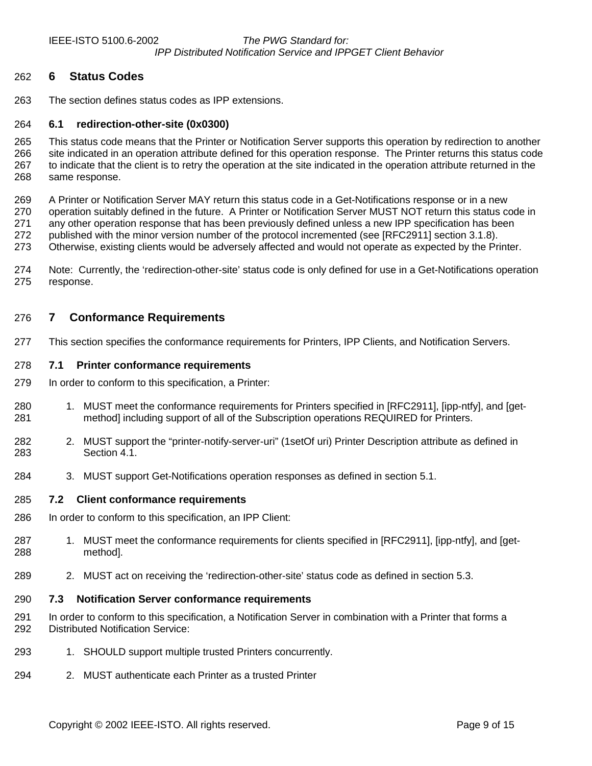# 6 Status Codes

The section defines status codes as IPP extensions.

## 6.1 redirection-other-site (0x0300)

This status code means that the Printer or Notification Server supports this operation by redirection to another site indicated in an operation attribute defined for this operation response. The Printer returns this status code to indicate that the client is to retry the operation at the site indicated in the operation attribute returned in the same response.

A Printer or Notification Server MAY return this status code in a Get-Notifications response or in a new operation suitably defined in the future. A Printer or Notification Server MUST NOT return this status code in any other operation response that has been previously defined unless a new IPP specification has been published with the minor version number of the protocol incremented (see [RFC2911] section 3.1.8). Otherwise, existing clients would be adversely affected and would not operate as expected by the Printer.

Note: Currently, the 'redirection-other-site' status code is only defined for use in a Get-Notifications operation response.

# 7 Conformance Requirements

This section specifies the conformance requirements for Printers, IPP Clients, and Notification Servers.

## 7.1 Printer conformance requirements

In order to conform to this specification, a Printer:

1. MUST meet the conformance requirements for Printers specified in [RFC2911], [ipp-ntfy], and [get-method] including support of all of the Subscription operations REQUIRED for Printers.
2. MUST support the "printer-notify-server-uri" (1setOf uri) Printer Description attribute as defined in Section 4.1.
3. MUST support Get-Notifications operation responses as defined in section 5.1.

## 7.2 Client conformance requirements

In order to conform to this specification, an IPP Client:

1. MUST meet the conformance requirements for clients specified in [RFC2911], [ipp-ntfy], and [get-method].
2. MUST act on receiving the 'redirection-other-site' status code as defined in section 5.3.

## 7.3 Notification Server conformance requirements

In order to conform to this specification, a Notification Server in combination with a Printer that forms a Distributed Notification Service:

1. SHOULD support multiple trusted Printers concurrently.
2. MUST authenticate each Printer as a trusted Printer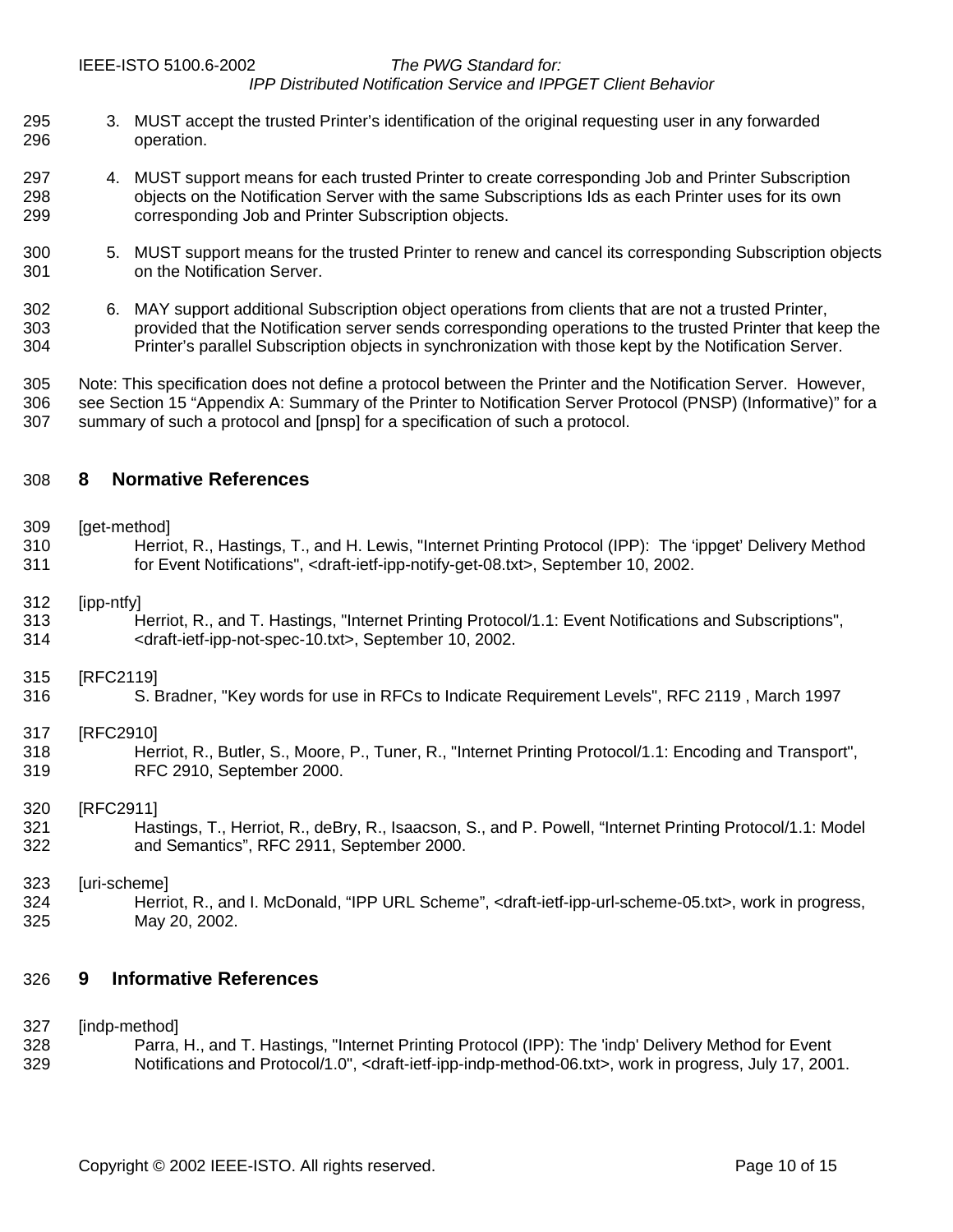3. MUST accept the trusted Printer's identification of the original requesting user in any forwarded operation.

4. MUST support means for each trusted Printer to create corresponding Job and Printer Subscription objects on the Notification Server with the same Subscriptions Ids as each Printer uses for its own corresponding Job and Printer Subscription objects.

5. MUST support means for the trusted Printer to renew and cancel its corresponding Subscription objects on the Notification Server.

6. MAY support additional Subscription object operations from clients that are not a trusted Printer, provided that the Notification server sends corresponding operations to the trusted Printer that keep the Printer's parallel Subscription objects in synchronization with those kept by the Notification Server.

Note: This specification does not define a protocol between the Printer and the Notification Server. However, see Section 15 "Appendix A: Summary of the Printer to Notification Server Protocol (PNSP) (Informative)" for a summary of such a protocol and [pnsp] for a specification of such a protocol.

# 8 Normative References

[get-method]
Herriot, R., Hastings, T., and H. Lewis, "Internet Printing Protocol (IPP): The 'ippget' Delivery Method for Event Notifications", <draft-ietf-ipp-notify-get-08.txt>, September 10, 2002.

[ipp-ntfy]
Herriot, R., and T. Hastings, "Internet Printing Protocol/1.1: Event Notifications and Subscriptions", <draft-ietf-ipp-not-spec-10.txt>, September 10, 2002.

[RFC2119]
S. Bradner, "Key words for use in RFCs to Indicate Requirement Levels", RFC 2119 , March 1997

[RFC2910]
Herriot, R., Butler, S., Moore, P., Tuner, R., "Internet Printing Protocol/1.1: Encoding and Transport", RFC 2910, September 2000.

[RFC2911]
Hastings, T., Herriot, R., deBry, R., Isaacson, S., and P. Powell, "Internet Printing Protocol/1.1: Model and Semantics", RFC 2911, September 2000.

[uri-scheme]
Herriot, R., and I. McDonald, "IPP URL Scheme", <draft-ietf-ipp-url-scheme-05.txt>, work in progress, May 20, 2002.

# 9 Informative References

[indp-method]
Parra, H., and T. Hastings, "Internet Printing Protocol (IPP): The 'indp' Delivery Method for Event Notifications and Protocol/1.0", <draft-ietf-ipp-indp-method-06.txt>, work in progress, July 17, 2001.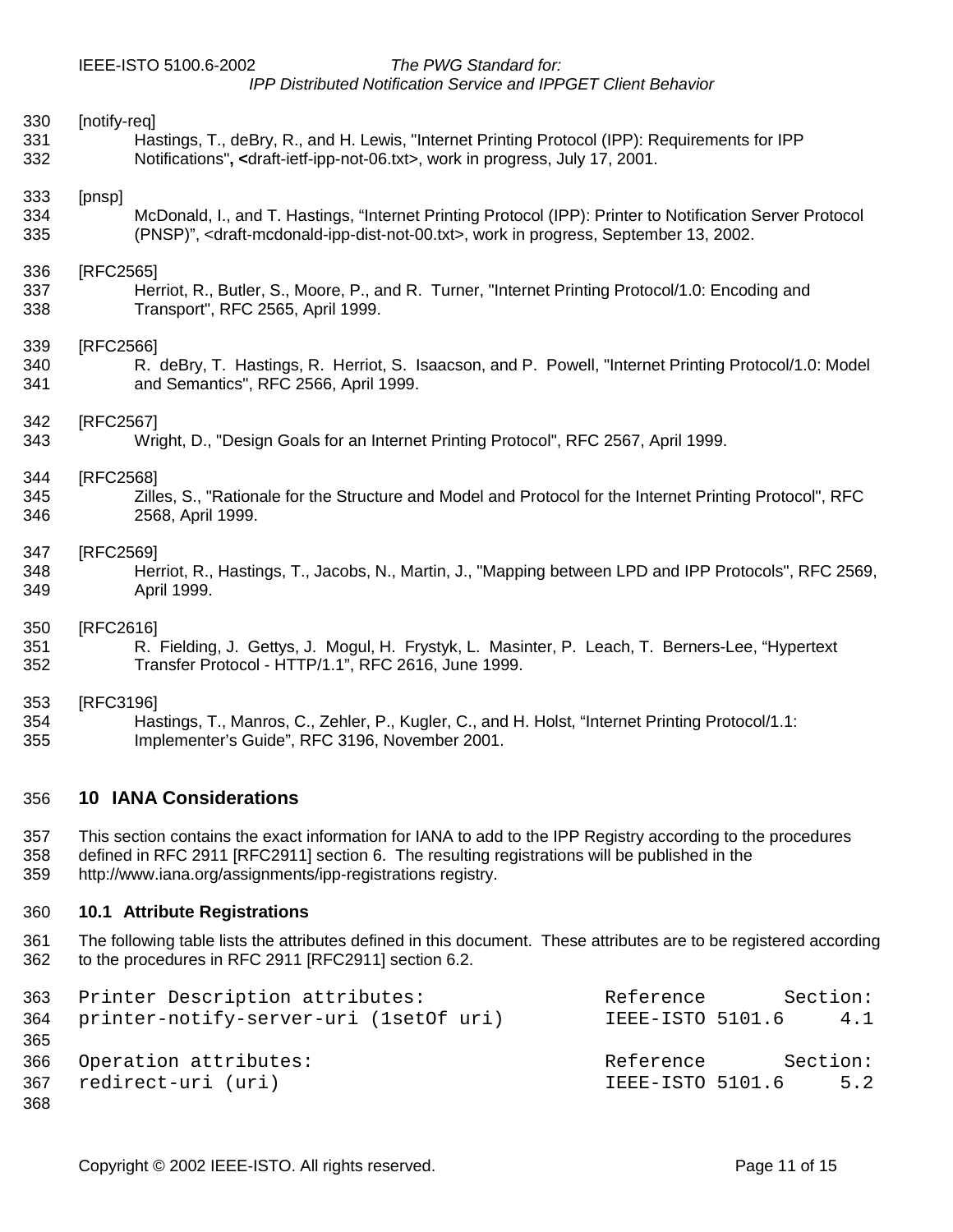[notify-req]
Hastings, T., deBry, R., and H. Lewis, "Internet Printing Protocol (IPP): Requirements for IPP Notifications", <draft-ietf-ipp-not-06.txt>, work in progress, July 17, 2001.

[pnsp]
McDonald, I., and T. Hastings, "Internet Printing Protocol (IPP): Printer to Notification Server Protocol (PNSP)", <draft-mcdonald-ipp-dist-not-00.txt>, work in progress, September 13, 2002.

[RFC2565]
Herriot, R., Butler, S., Moore, P., and R. Turner, "Internet Printing Protocol/1.0: Encoding and Transport", RFC 2565, April 1999.

[RFC2566]
R. deBry, T. Hastings, R. Herriot, S. Isaacson, and P. Powell, "Internet Printing Protocol/1.0: Model and Semantics", RFC 2566, April 1999.

[RFC2567]
Wright, D., "Design Goals for an Internet Printing Protocol", RFC 2567, April 1999.

[RFC2568]
Zilles, S., "Rationale for the Structure and Model and Protocol for the Internet Printing Protocol", RFC 2568, April 1999.

[RFC2569]
Herriot, R., Hastings, T., Jacobs, N., Martin, J., "Mapping between LPD and IPP Protocols", RFC 2569, April 1999.

[RFC2616]
R. Fielding, J. Gettys, J. Mogul, H. Frystyk, L. Masinter, P. Leach, T. Berners-Lee, "Hypertext Transfer Protocol - HTTP/1.1", RFC 2616, June 1999.

[RFC3196]
Hastings, T., Manros, C., Zehler, P., Kugler, C., and H. Holst, "Internet Printing Protocol/1.1: Implementer's Guide", RFC 3196, November 2001.

# 10 IANA Considerations

This section contains the exact information for IANA to add to the IPP Registry according to the procedures defined in RFC 2911 [RFC2911] section 6. The resulting registrations will be published in the http://www.iana.org/assignments/ipp-registrations registry.

## 10.1 Attribute Registrations

The following table lists the attributes defined in this document. These attributes are to be registered according to the procedures in RFC 2911 [RFC2911] section 6.2.

```
Printer Description attributes:              Reference       Section:
printer-notify-server-uri (1setOf uri)       IEEE-ISTO 5101.6     4.1

Operation attributes:                        Reference       Section:
redirect-uri (uri)                           IEEE-ISTO 5101.6     5.2
```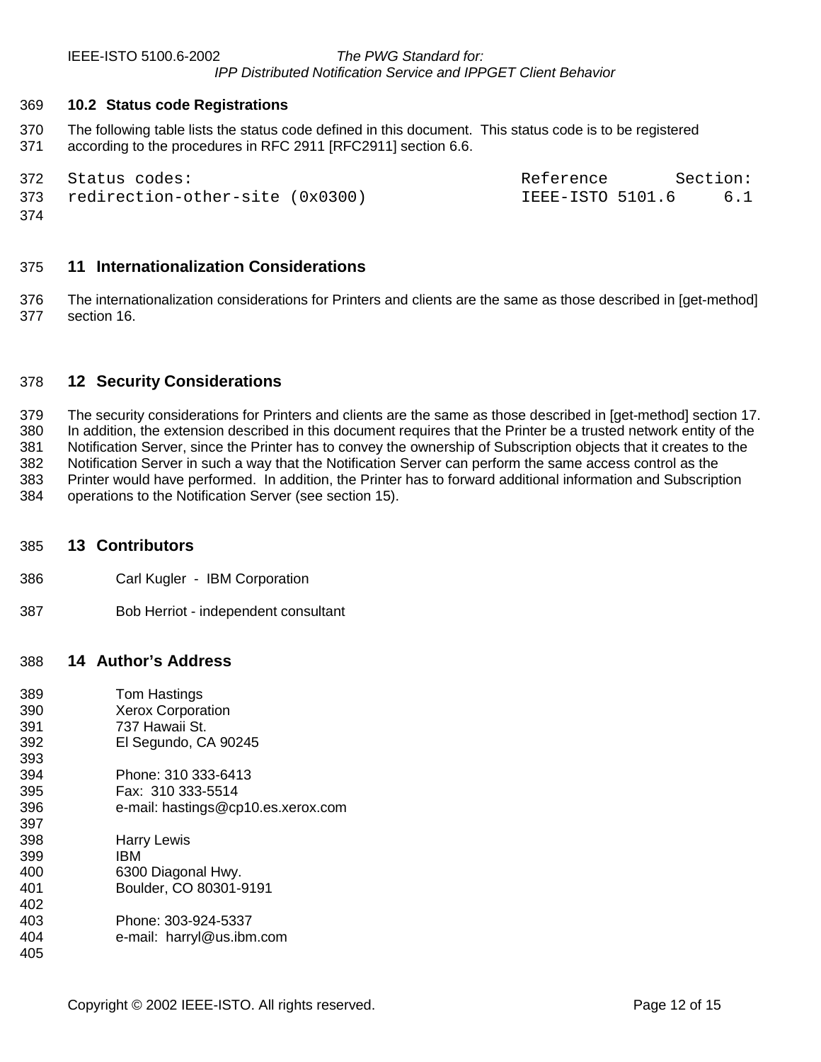### 10.2 Status code Registrations

The following table lists the status code defined in this document. This status code is to be registered according to the procedures in RFC 2911 [RFC2911] section 6.6.

```
Status codes:                                  Reference        Section:
redirection-other-site (0x0300)                IEEE-ISTO 5101.6      6.1
```

## 11 Internationalization Considerations

The internationalization considerations for Printers and clients are the same as those described in [get-method] section 16.

## 12 Security Considerations

The security considerations for Printers and clients are the same as those described in [get-method] section 17. In addition, the extension described in this document requires that the Printer be a trusted network entity of the Notification Server, since the Printer has to convey the ownership of Subscription objects that it creates to the Notification Server in such a way that the Notification Server can perform the same access control as the Printer would have performed. In addition, the Printer has to forward additional information and Subscription operations to the Notification Server (see section 15).

## 13 Contributors

Carl Kugler - IBM Corporation

Bob Herriot - independent consultant

## 14 Author's Address

Tom Hastings
Xerox Corporation
737 Hawaii St.
El Segundo, CA 90245

Phone: 310 333-6413
Fax: 310 333-5514
e-mail: hastings@cp10.es.xerox.com

Harry Lewis
IBM
6300 Diagonal Hwy.
Boulder, CO 80301-9191

Phone: 303-924-5337
e-mail: harryl@us.ibm.com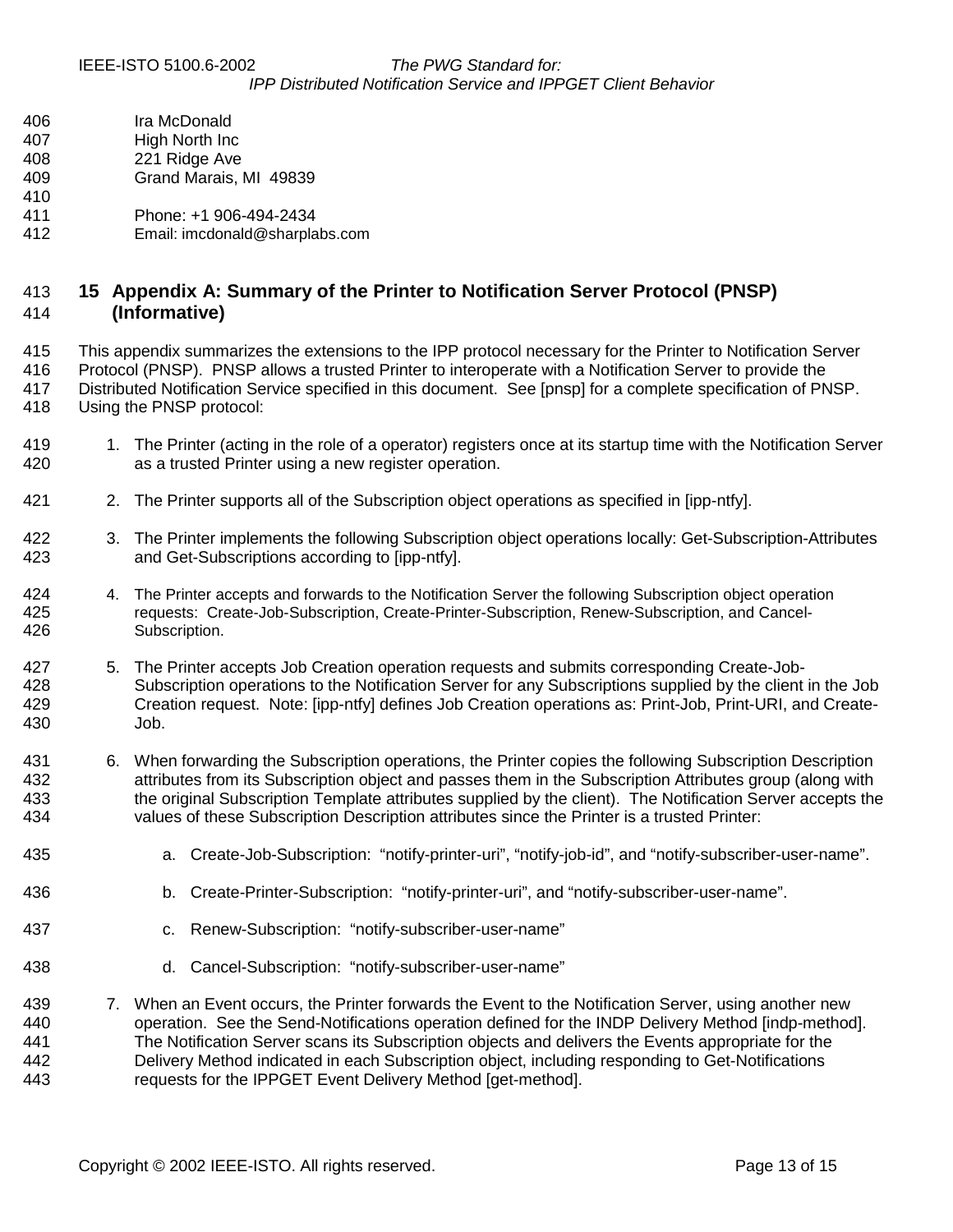Ira McDonald
High North Inc
221 Ridge Ave
Grand Marais, MI 49839

Phone: +1 906-494-2434
Email: imcdonald@sharplabs.com

# 15 Appendix A: Summary of the Printer to Notification Server Protocol (PNSP) (Informative)

This appendix summarizes the extensions to the IPP protocol necessary for the Printer to Notification Server Protocol (PNSP). PNSP allows a trusted Printer to interoperate with a Notification Server to provide the Distributed Notification Service specified in this document. See [pnsp] for a complete specification of PNSP. Using the PNSP protocol:

1. The Printer (acting in the role of a operator) registers once at its startup time with the Notification Server as a trusted Printer using a new register operation.
2. The Printer supports all of the Subscription object operations as specified in [ipp-ntfy].
3. The Printer implements the following Subscription object operations locally: Get-Subscription-Attributes and Get-Subscriptions according to [ipp-ntfy].
4. The Printer accepts and forwards to the Notification Server the following Subscription object operation requests: Create-Job-Subscription, Create-Printer-Subscription, Renew-Subscription, and Cancel-Subscription.
5. The Printer accepts Job Creation operation requests and submits corresponding Create-Job-Subscription operations to the Notification Server for any Subscriptions supplied by the client in the Job Creation request. Note: [ipp-ntfy] defines Job Creation operations as: Print-Job, Print-URI, and Create-Job.
6. When forwarding the Subscription operations, the Printer copies the following Subscription Description attributes from its Subscription object and passes them in the Subscription Attributes group (along with the original Subscription Template attributes supplied by the client). The Notification Server accepts the values of these Subscription Description attributes since the Printer is a trusted Printer:
    a. Create-Job-Subscription: "notify-printer-uri", "notify-job-id", and "notify-subscriber-user-name".
    b. Create-Printer-Subscription: "notify-printer-uri", and "notify-subscriber-user-name".
    c. Renew-Subscription: "notify-subscriber-user-name"
    d. Cancel-Subscription: "notify-subscriber-user-name"
7. When an Event occurs, the Printer forwards the Event to the Notification Server, using another new operation. See the Send-Notifications operation defined for the INDP Delivery Method [indp-method]. The Notification Server scans its Subscription objects and delivers the Events appropriate for the Delivery Method indicated in each Subscription object, including responding to Get-Notifications requests for the IPPGET Event Delivery Method [get-method].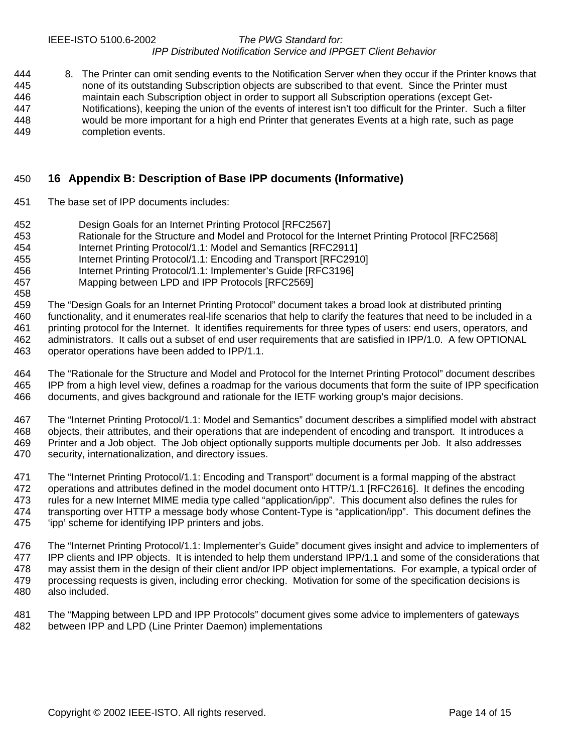8. The Printer can omit sending events to the Notification Server when they occur if the Printer knows that none of its outstanding Subscription objects are subscribed to that event. Since the Printer must maintain each Subscription object in order to support all Subscription operations (except Get-Notifications), keeping the union of the events of interest isn't too difficult for the Printer. Such a filter would be more important for a high end Printer that generates Events at a high rate, such as page completion events.

# 16 Appendix B: Description of Base IPP documents (Informative)

The base set of IPP documents includes:

Design Goals for an Internet Printing Protocol [RFC2567]
Rationale for the Structure and Model and Protocol for the Internet Printing Protocol [RFC2568]
Internet Printing Protocol/1.1: Model and Semantics [RFC2911]
Internet Printing Protocol/1.1: Encoding and Transport [RFC2910]
Internet Printing Protocol/1.1: Implementer's Guide [RFC3196]
Mapping between LPD and IPP Protocols [RFC2569]

The "Design Goals for an Internet Printing Protocol" document takes a broad look at distributed printing functionality, and it enumerates real-life scenarios that help to clarify the features that need to be included in a printing protocol for the Internet. It identifies requirements for three types of users: end users, operators, and administrators. It calls out a subset of end user requirements that are satisfied in IPP/1.0. A few OPTIONAL operator operations have been added to IPP/1.1.

The "Rationale for the Structure and Model and Protocol for the Internet Printing Protocol" document describes IPP from a high level view, defines a roadmap for the various documents that form the suite of IPP specification documents, and gives background and rationale for the IETF working group's major decisions.

The "Internet Printing Protocol/1.1: Model and Semantics" document describes a simplified model with abstract objects, their attributes, and their operations that are independent of encoding and transport. It introduces a Printer and a Job object. The Job object optionally supports multiple documents per Job. It also addresses security, internationalization, and directory issues.

The "Internet Printing Protocol/1.1: Encoding and Transport" document is a formal mapping of the abstract operations and attributes defined in the model document onto HTTP/1.1 [RFC2616]. It defines the encoding rules for a new Internet MIME media type called "application/ipp". This document also defines the rules for transporting over HTTP a message body whose Content-Type is "application/ipp". This document defines the 'ipp' scheme for identifying IPP printers and jobs.

The "Internet Printing Protocol/1.1: Implementer's Guide" document gives insight and advice to implementers of IPP clients and IPP objects. It is intended to help them understand IPP/1.1 and some of the considerations that may assist them in the design of their client and/or IPP object implementations. For example, a typical order of processing requests is given, including error checking. Motivation for some of the specification decisions is also included.

The "Mapping between LPD and IPP Protocols" document gives some advice to implementers of gateways between IPP and LPD (Line Printer Daemon) implementations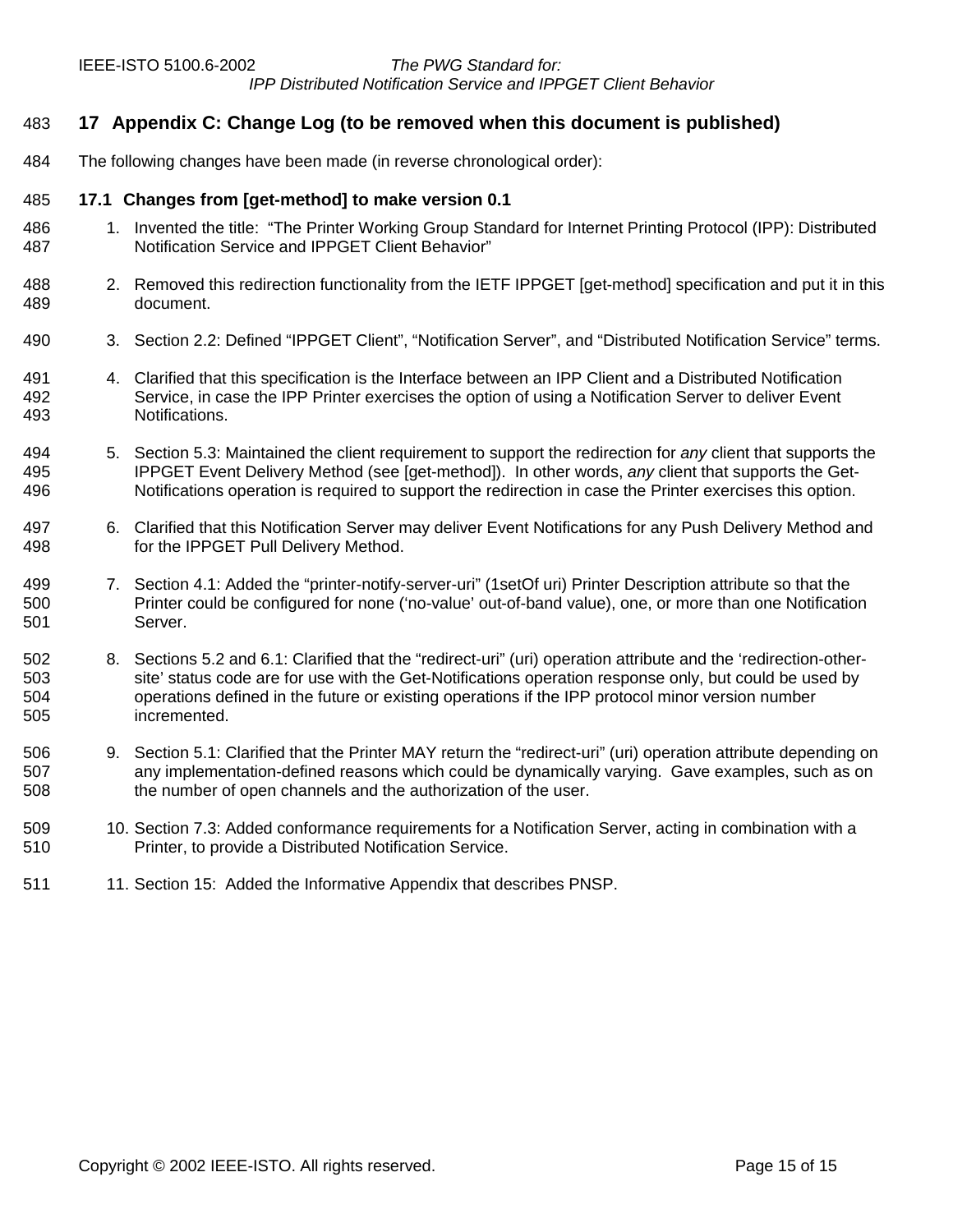# 17 Appendix C: Change Log (to be removed when this document is published)

The following changes have been made (in reverse chronological order):

## 17.1 Changes from [get-method] to make version 0.1

1. Invented the title: "The Printer Working Group Standard for Internet Printing Protocol (IPP): Distributed Notification Service and IPPGET Client Behavior"

2. Removed this redirection functionality from the IETF IPPGET [get-method] specification and put it in this document.

3. Section 2.2: Defined "IPPGET Client", "Notification Server", and "Distributed Notification Service" terms.

4. Clarified that this specification is the Interface between an IPP Client and a Distributed Notification Service, in case the IPP Printer exercises the option of using a Notification Server to deliver Event Notifications.

5. Section 5.3: Maintained the client requirement to support the redirection for *any* client that supports the IPPGET Event Delivery Method (see [get-method]). In other words, *any* client that supports the Get-Notifications operation is required to support the redirection in case the Printer exercises this option.

6. Clarified that this Notification Server may deliver Event Notifications for any Push Delivery Method and for the IPPGET Pull Delivery Method.

7. Section 4.1: Added the "printer-notify-server-uri" (1setOf uri) Printer Description attribute so that the Printer could be configured for none ('no-value' out-of-band value), one, or more than one Notification Server.

8. Sections 5.2 and 6.1: Clarified that the "redirect-uri" (uri) operation attribute and the 'redirection-other-site' status code are for use with the Get-Notifications operation response only, but could be used by operations defined in the future or existing operations if the IPP protocol minor version number incremented.

9. Section 5.1: Clarified that the Printer MAY return the "redirect-uri" (uri) operation attribute depending on any implementation-defined reasons which could be dynamically varying. Gave examples, such as on the number of open channels and the authorization of the user.

10. Section 7.3: Added conformance requirements for a Notification Server, acting in combination with a Printer, to provide a Distributed Notification Service.

11. Section 15: Added the Informative Appendix that describes PNSP.